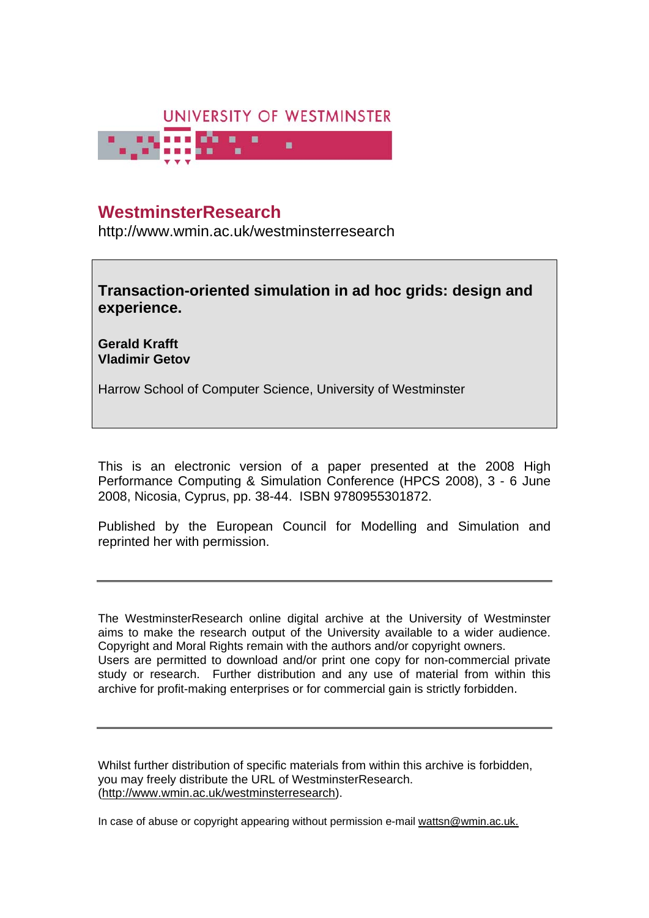UNIVERSITY OF WESTMINSTER

# WestminsterResearch

http://www.wmin.ac.uk/westminsterresearch

**Transaction-oriented simulation in ad hoc grids: design and experience.**

**Gerald Krafft**
**Vladimir Getov**

Harrow School of Computer Science, University of Westminster

This is an electronic version of a paper presented at the 2008 High Performance Computing & Simulation Conference (HPCS 2008), 3 - 6 June 2008, Nicosia, Cyprus, pp. 38-44. ISBN 9780955301872.

Published by the European Council for Modelling and Simulation and reprinted her with permission.

---

The WestminsterResearch online digital archive at the University of Westminster aims to make the research output of the University available to a wider audience. Copyright and Moral Rights remain with the authors and/or copyright owners.
Users are permitted to download and/or print one copy for non-commercial private study or research. Further distribution and any use of material from within this archive for profit-making enterprises or for commercial gain is strictly forbidden.

---

Whilst further distribution of specific materials from within this archive is forbidden, you may freely distribute the URL of WestminsterResearch. (http://www.wmin.ac.uk/westminsterresearch).

In case of abuse or copyright appearing without permission e-mail wattsn@wmin.ac.uk.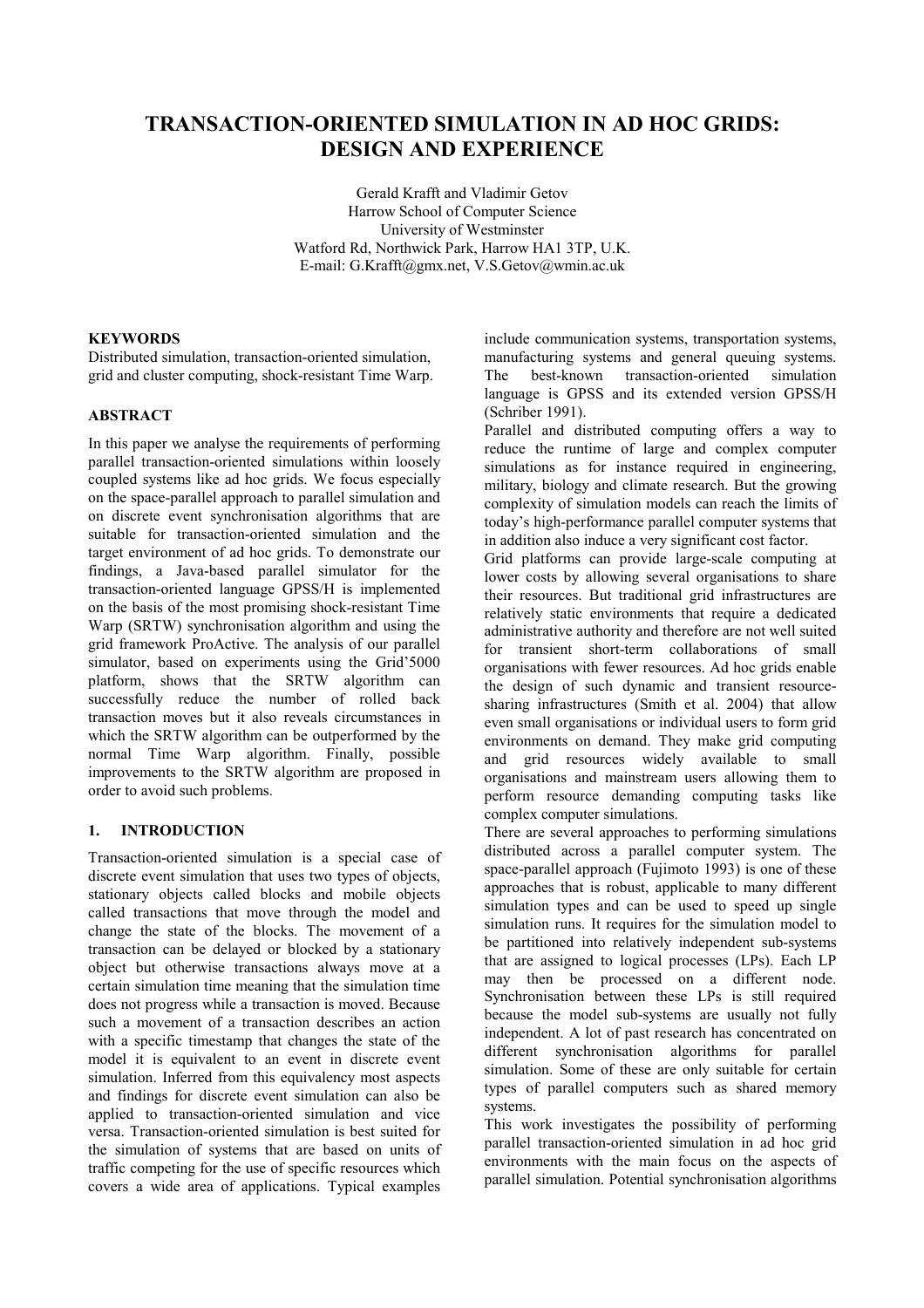# TRANSACTION-ORIENTED SIMULATION IN AD HOC GRIDS: DESIGN AND EXPERIENCE

Gerald Krafft and Vladimir Getov
Harrow School of Computer Science
University of Westminster
Watford Rd, Northwick Park, Harrow HA1 3TP, U.K.
E-mail: G.Krafft@gmx.net, V.S.Getov@wmin.ac.uk

### KEYWORDS

Distributed simulation, transaction-oriented simulation, grid and cluster computing, shock-resistant Time Warp.

### ABSTRACT

In this paper we analyse the requirements of performing parallel transaction-oriented simulations within loosely coupled systems like ad hoc grids. We focus especially on the space-parallel approach to parallel simulation and on discrete event synchronisation algorithms that are suitable for transaction-oriented simulation and the target environment of ad hoc grids. To demonstrate our findings, a Java-based parallel simulator for the transaction-oriented language GPSS/H is implemented on the basis of the most promising shock-resistant Time Warp (SRTW) synchronisation algorithm and using the grid framework ProActive. The analysis of our parallel simulator, based on experiments using the Grid'5000 platform, shows that the SRTW algorithm can successfully reduce the number of rolled back transaction moves but it also reveals circumstances in which the SRTW algorithm can be outperformed by the normal Time Warp algorithm. Finally, possible improvements to the SRTW algorithm are proposed in order to avoid such problems.

## 1. INTRODUCTION

Transaction-oriented simulation is a special case of discrete event simulation that uses two types of objects, stationary objects called blocks and mobile objects called transactions that move through the model and change the state of the blocks. The movement of a transaction can be delayed or blocked by a stationary object but otherwise transactions always move at a certain simulation time meaning that the simulation time does not progress while a transaction is moved. Because such a movement of a transaction describes an action with a specific timestamp that changes the state of the model it is equivalent to an event in discrete event simulation. Inferred from this equivalency most aspects and findings for discrete event simulation can also be applied to transaction-oriented simulation and vice versa. Transaction-oriented simulation is best suited for the simulation of systems that are based on units of traffic competing for the use of specific resources which covers a wide area of applications. Typical examples include communication systems, transportation systems, manufacturing systems and general queuing systems. The best-known transaction-oriented simulation language is GPSS and its extended version GPSS/H (Schriber 1991).

Parallel and distributed computing offers a way to reduce the runtime of large and complex computer simulations as for instance required in engineering, military, biology and climate research. But the growing complexity of simulation models can reach the limits of today's high-performance parallel computer systems that in addition also induce a very significant cost factor.

Grid platforms can provide large-scale computing at lower costs by allowing several organisations to share their resources. But traditional grid infrastructures are relatively static environments that require a dedicated administrative authority and therefore are not well suited for transient short-term collaborations of small organisations with fewer resources. Ad hoc grids enable the design of such dynamic and transient resource-sharing infrastructures (Smith et al. 2004) that allow even small organisations or individual users to form grid environments on demand. They make grid computing and grid resources widely available to small organisations and mainstream users allowing them to perform resource demanding computing tasks like complex computer simulations.

There are several approaches to performing simulations distributed across a parallel computer system. The space-parallel approach (Fujimoto 1993) is one of these approaches that is robust, applicable to many different simulation types and can be used to speed up single simulation runs. It requires for the simulation model to be partitioned into relatively independent sub-systems that are assigned to logical processes (LPs). Each LP may then be processed on a different node. Synchronisation between these LPs is still required because the model sub-systems are usually not fully independent. A lot of past research has concentrated on different synchronisation algorithms for parallel simulation. Some of these are only suitable for certain types of parallel computers such as shared memory systems.

This work investigates the possibility of performing parallel transaction-oriented simulation in ad hoc grid environments with the main focus on the aspects of parallel simulation. Potential synchronisation algorithms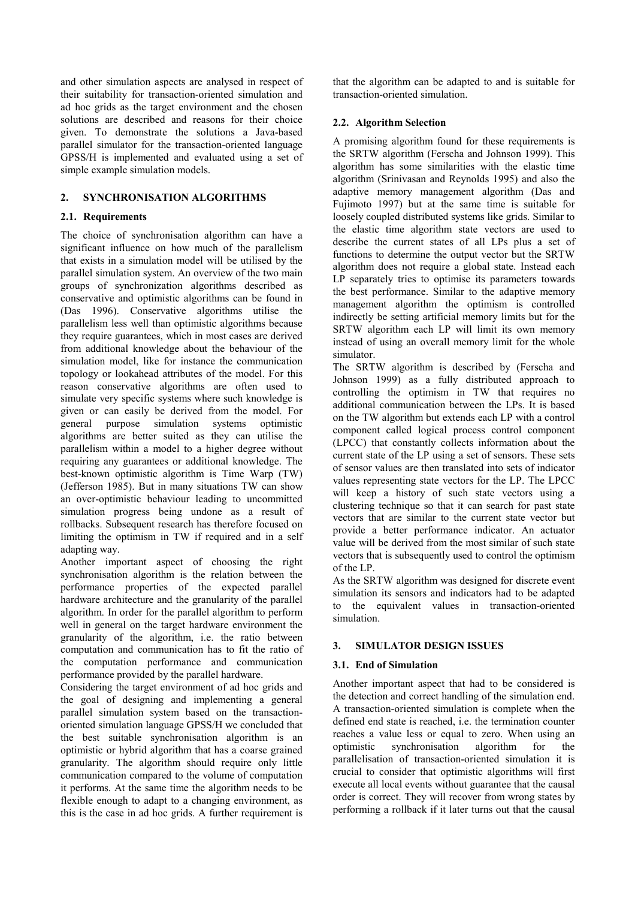and other simulation aspects are analysed in respect of their suitability for transaction-oriented simulation and ad hoc grids as the target environment and the chosen solutions are described and reasons for their choice given. To demonstrate the solutions a Java-based parallel simulator for the transaction-oriented language GPSS/H is implemented and evaluated using a set of simple example simulation models.

## 2. SYNCHRONISATION ALGORITHMS

### 2.1. Requirements

The choice of synchronisation algorithm can have a significant influence on how much of the parallelism that exists in a simulation model will be utilised by the parallel simulation system. An overview of the two main groups of synchronization algorithms described as conservative and optimistic algorithms can be found in (Das 1996). Conservative algorithms utilise the parallelism less well than optimistic algorithms because they require guarantees, which in most cases are derived from additional knowledge about the behaviour of the simulation model, like for instance the communication topology or lookahead attributes of the model. For this reason conservative algorithms are often used to simulate very specific systems where such knowledge is given or can easily be derived from the model. For general purpose simulation systems optimistic algorithms are better suited as they can utilise the parallelism within a model to a higher degree without requiring any guarantees or additional knowledge. The best-known optimistic algorithm is Time Warp (TW) (Jefferson 1985). But in many situations TW can show an over-optimistic behaviour leading to uncommitted simulation progress being undone as a result of rollbacks. Subsequent research has therefore focused on limiting the optimism in TW if required and in a self adapting way.

Another important aspect of choosing the right synchronisation algorithm is the relation between the performance properties of the expected parallel hardware architecture and the granularity of the parallel algorithm. In order for the parallel algorithm to perform well in general on the target hardware environment the granularity of the algorithm, i.e. the ratio between computation and communication has to fit the ratio of the computation performance and communication performance provided by the parallel hardware.

Considering the target environment of ad hoc grids and the goal of designing and implementing a general parallel simulation system based on the transaction-oriented simulation language GPSS/H we concluded that the best suitable synchronisation algorithm is an optimistic or hybrid algorithm that has a coarse grained granularity. The algorithm should require only little communication compared to the volume of computation it performs. At the same time the algorithm needs to be flexible enough to adapt to a changing environment, as this is the case in ad hoc grids. A further requirement is that the algorithm can be adapted to and is suitable for transaction-oriented simulation.

### 2.2. Algorithm Selection

A promising algorithm found for these requirements is the SRTW algorithm (Ferscha and Johnson 1999). This algorithm has some similarities with the elastic time algorithm (Srinivasan and Reynolds 1995) and also the adaptive memory management algorithm (Das and Fujimoto 1997) but at the same time is suitable for loosely coupled distributed systems like grids. Similar to the elastic time algorithm state vectors are used to describe the current states of all LPs plus a set of functions to determine the output vector but the SRTW algorithm does not require a global state. Instead each LP separately tries to optimise its parameters towards the best performance. Similar to the adaptive memory management algorithm the optimism is controlled indirectly be setting artificial memory limits but for the SRTW algorithm each LP will limit its own memory instead of using an overall memory limit for the whole simulator.

The SRTW algorithm is described by (Ferscha and Johnson 1999) as a fully distributed approach to controlling the optimism in TW that requires no additional communication between the LPs. It is based on the TW algorithm but extends each LP with a control component called logical process control component (LPCC) that constantly collects information about the current state of the LP using a set of sensors. These sets of sensor values are then translated into sets of indicator values representing state vectors for the LP. The LPCC will keep a history of such state vectors using a clustering technique so that it can search for past state vectors that are similar to the current state vector but provide a better performance indicator. An actuator value will be derived from the most similar of such state vectors that is subsequently used to control the optimism of the LP.

As the SRTW algorithm was designed for discrete event simulation its sensors and indicators had to be adapted to the equivalent values in transaction-oriented simulation.

## 3. SIMULATOR DESIGN ISSUES

### 3.1. End of Simulation

Another important aspect that had to be considered is the detection and correct handling of the simulation end. A transaction-oriented simulation is complete when the defined end state is reached, i.e. the termination counter reaches a value less or equal to zero. When using an optimistic synchronisation algorithm for the parallelisation of transaction-oriented simulation it is crucial to consider that optimistic algorithms will first execute all local events without guarantee that the causal order is correct. They will recover from wrong states by performing a rollback if it later turns out that the causal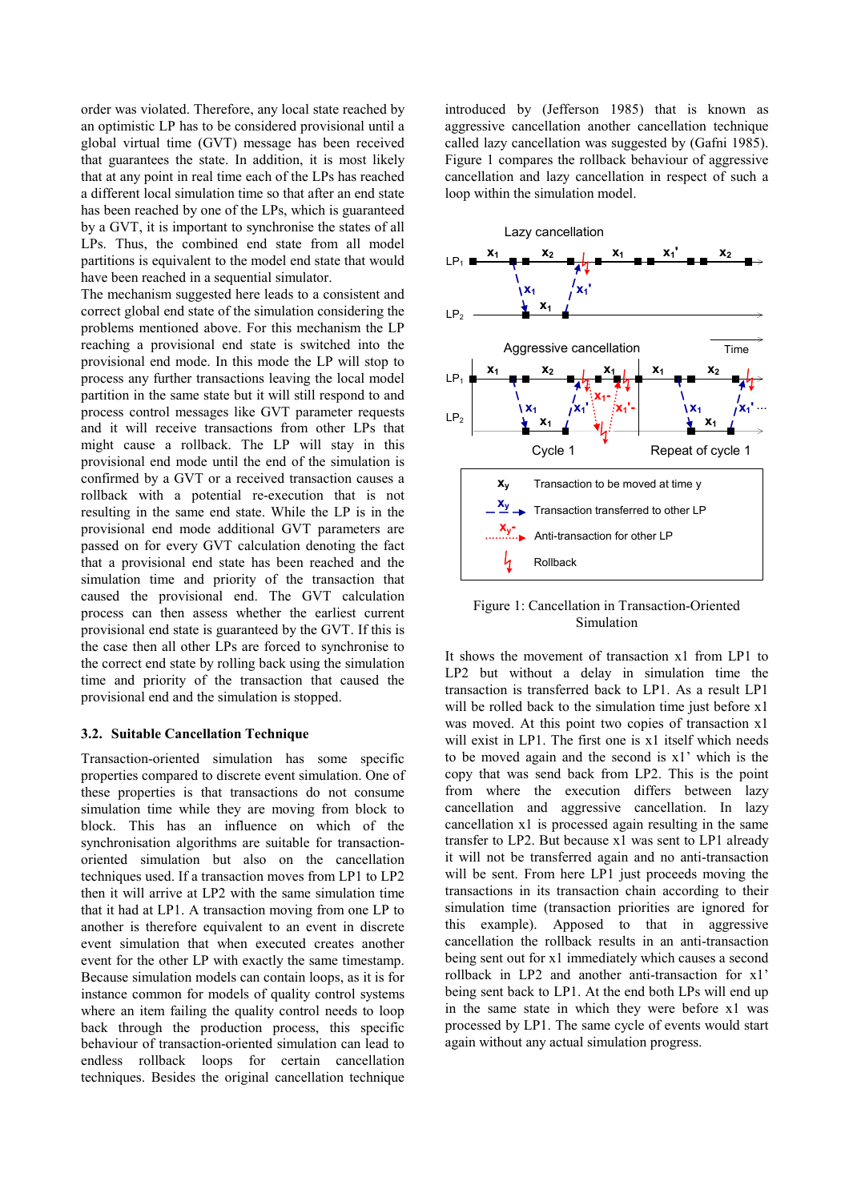order was violated. Therefore, any local state reached by an optimistic LP has to be considered provisional until a global virtual time (GVT) message has been received that guarantees the state. In addition, it is most likely that at any point in real time each of the LPs has reached a different local simulation time so that after an end state has been reached by one of the LPs, which is guaranteed by a GVT, it is important to synchronise the states of all LPs. Thus, the combined end state from all model partitions is equivalent to the model end state that would have been reached in a sequential simulator.

The mechanism suggested here leads to a consistent and correct global end state of the simulation considering the problems mentioned above. For this mechanism the LP reaching a provisional end state is switched into the provisional end mode. In this mode the LP will stop to process any further transactions leaving the local model partition in the same state but it will still respond to and process control messages like GVT parameter requests and it will receive transactions from other LPs that might cause a rollback. The LP will stay in this provisional end mode until the end of the simulation is confirmed by a GVT or a received transaction causes a rollback with a potential re-execution that is not resulting in the same end state. While the LP is in the provisional end mode additional GVT parameters are passed on for every GVT calculation denoting the fact that a provisional end state has been reached and the simulation time and priority of the transaction that caused the provisional end. The GVT calculation process can then assess whether the earliest current provisional end state is guaranteed by the GVT. If this is the case then all other LPs are forced to synchronise to the correct end state by rolling back using the simulation time and priority of the transaction that caused the provisional end and the simulation is stopped.

### 3.2. Suitable Cancellation Technique

Transaction-oriented simulation has some specific properties compared to discrete event simulation. One of these properties is that transactions do not consume simulation time while they are moving from block to block. This has an influence on which of the synchronisation algorithms are suitable for transaction-oriented simulation but also on the cancellation techniques used. If a transaction moves from LP1 to LP2 then it will arrive at LP2 with the same simulation time that it had at LP1. A transaction moving from one LP to another is therefore equivalent to an event in discrete event simulation that when executed creates another event for the other LP with exactly the same timestamp. Because simulation models can contain loops, as it is for instance common for models of quality control systems where an item failing the quality control needs to loop back through the production process, this specific behaviour of transaction-oriented simulation can lead to endless rollback loops for certain cancellation techniques. Besides the original cancellation technique introduced by (Jefferson 1985) that is known as aggressive cancellation another cancellation technique called lazy cancellation was suggested by (Gafni 1985). Figure 1 compares the rollback behaviour of aggressive cancellation and lazy cancellation in respect of such a loop within the simulation model.

Figure 1: Cancellation in Transaction-Oriented Simulation

It shows the movement of transaction x1 from LP1 to LP2 but without a delay in simulation time the transaction is transferred back to LP1. As a result LP1 will be rolled back to the simulation time just before x1 was moved. At this point two copies of transaction x1 will exist in LP1. The first one is x1 itself which needs to be moved again and the second is x1' which is the copy that was send back from LP2. This is the point from where the execution differs between lazy cancellation and aggressive cancellation. In lazy cancellation x1 is processed again resulting in the same transfer to LP2. But because x1 was sent to LP1 already it will not be transferred again and no anti-transaction will be sent. From here LP1 just proceeds moving the transactions in its transaction chain according to their simulation time (transaction priorities are ignored for this example). Apposed to that in aggressive cancellation the rollback results in an anti-transaction being sent out for x1 immediately which causes a second rollback in LP2 and another anti-transaction for x1' being sent back to LP1. At the end both LPs will end up in the same state in which they were before x1 was processed by LP1. The same cycle of events would start again without any actual simulation progress.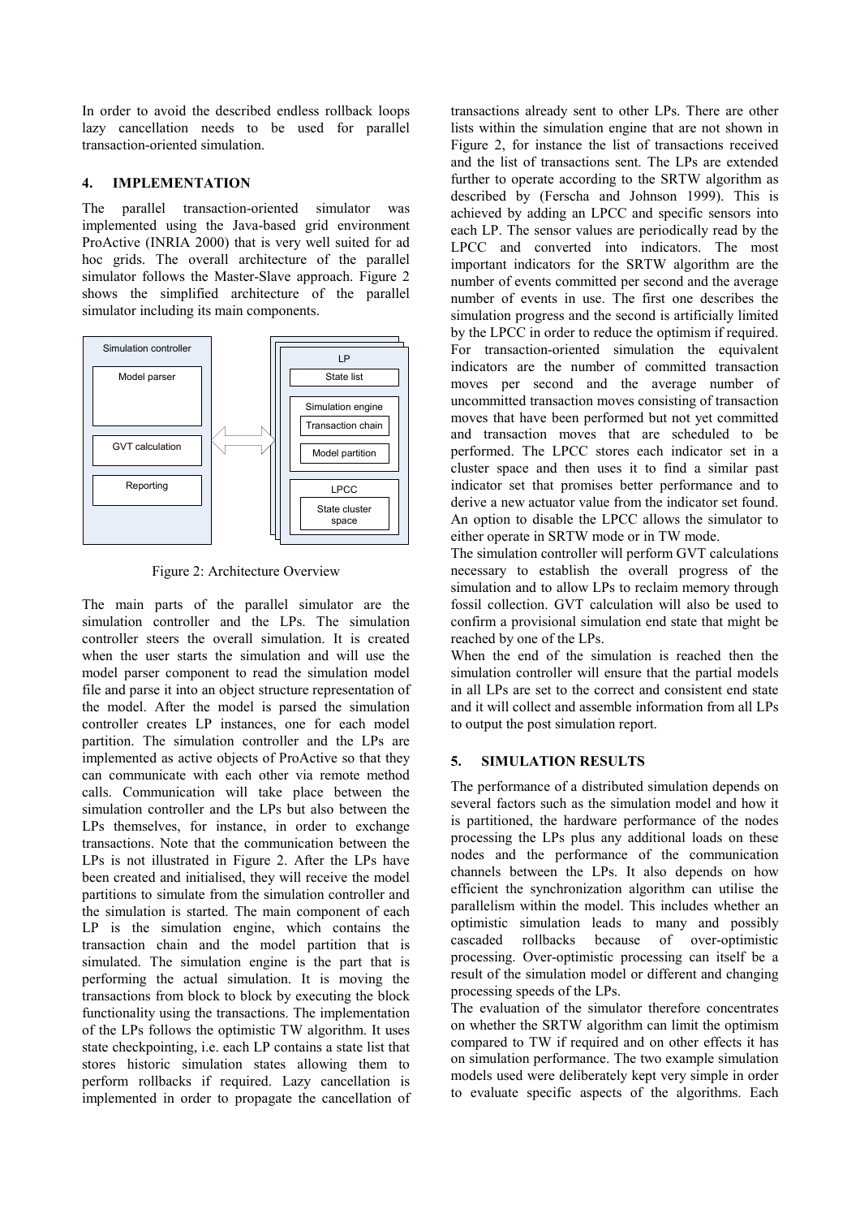In order to avoid the described endless rollback loops lazy cancellation needs to be used for parallel transaction-oriented simulation.

## 4. IMPLEMENTATION

The parallel transaction-oriented simulator was implemented using the Java-based grid environment ProActive (INRIA 2000) that is very well suited for ad hoc grids. The overall architecture of the parallel simulator follows the Master-Slave approach. Figure 2 shows the simplified architecture of the parallel simulator including its main components.

Figure 2: Architecture Overview

The main parts of the parallel simulator are the simulation controller and the LPs. The simulation controller steers the overall simulation. It is created when the user starts the simulation and will use the model parser component to read the simulation model file and parse it into an object structure representation of the model. After the model is parsed the simulation controller creates LP instances, one for each model partition. The simulation controller and the LPs are implemented as active objects of ProActive so that they can communicate with each other via remote method calls. Communication will take place between the simulation controller and the LPs but also between the LPs themselves, for instance, in order to exchange transactions. Note that the communication between the LPs is not illustrated in Figure 2. After the LPs have been created and initialised, they will receive the model partitions to simulate from the simulation controller and the simulation is started. The main component of each LP is the simulation engine, which contains the transaction chain and the model partition that is simulated. The simulation engine is the part that is performing the actual simulation. It is moving the transactions from block to block by executing the block functionality using the transactions. The implementation of the LPs follows the optimistic TW algorithm. It uses state checkpointing, i.e. each LP contains a state list that stores historic simulation states allowing them to perform rollbacks if required. Lazy cancellation is implemented in order to propagate the cancellation of transactions already sent to other LPs. There are other lists within the simulation engine that are not shown in Figure 2, for instance the list of transactions received and the list of transactions sent. The LPs are extended further to operate according to the SRTW algorithm as described by (Ferscha and Johnson 1999). This is achieved by adding an LPCC and specific sensors into each LP. The sensor values are periodically read by the LPCC and converted into indicators. The most important indicators for the SRTW algorithm are the number of events committed per second and the average number of events in use. The first one describes the simulation progress and the second is artificially limited by the LPCC in order to reduce the optimism if required. For transaction-oriented simulation the equivalent indicators are the number of committed transaction moves per second and the average number of uncommitted transaction moves consisting of transaction moves that have been performed but not yet committed and transaction moves that are scheduled to be performed. The LPCC stores each indicator set in a cluster space and then uses it to find a similar past indicator set that promises better performance and to derive a new actuator value from the indicator set found. An option to disable the LPCC allows the simulator to either operate in SRTW mode or in TW mode.

The simulation controller will perform GVT calculations necessary to establish the overall progress of the simulation and to allow LPs to reclaim memory through fossil collection. GVT calculation will also be used to confirm a provisional simulation end state that might be reached by one of the LPs.

When the end of the simulation is reached then the simulation controller will ensure that the partial models in all LPs are set to the correct and consistent end state and it will collect and assemble information from all LPs to output the post simulation report.

## 5. SIMULATION RESULTS

The performance of a distributed simulation depends on several factors such as the simulation model and how it is partitioned, the hardware performance of the nodes processing the LPs plus any additional loads on these nodes and the performance of the communication channels between the LPs. It also depends on how efficient the synchronization algorithm can utilise the parallelism within the model. This includes whether an optimistic simulation leads to many and possibly cascaded rollbacks because of over-optimistic processing. Over-optimistic processing can itself be a result of the simulation model or different and changing processing speeds of the LPs.

The evaluation of the simulator therefore concentrates on whether the SRTW algorithm can limit the optimism compared to TW if required and on other effects it has on simulation performance. The two example simulation models used were deliberately kept very simple in order to evaluate specific aspects of the algorithms. Each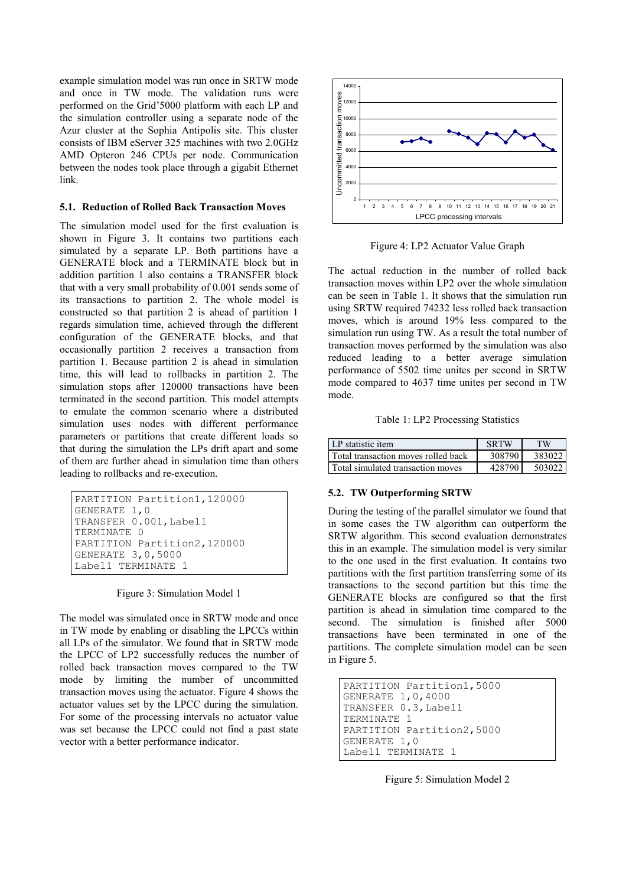example simulation model was run once in SRTW mode and once in TW mode. The validation runs were performed on the Grid'5000 platform with each LP and the simulation controller using a separate node of the Azur cluster at the Sophia Antipolis site. This cluster consists of IBM eServer 325 machines with two 2.0GHz AMD Opteron 246 CPUs per node. Communication between the nodes took place through a gigabit Ethernet link.

### 5.1. Reduction of Rolled Back Transaction Moves

The simulation model used for the first evaluation is shown in Figure 3. It contains two partitions each simulated by a separate LP. Both partitions have a GENERATE block and a TERMINATE block but in addition partition 1 also contains a TRANSFER block that with a very small probability of 0.001 sends some of its transactions to partition 2. The whole model is constructed so that partition 2 is ahead of partition 1 regards simulation time, achieved through the different configuration of the GENERATE blocks, and that occasionally partition 2 receives a transaction from partition 1. Because partition 2 is ahead in simulation time, this will lead to rollbacks in partition 2. The simulation stops after 120000 transactions have been terminated in the second partition. This model attempts to emulate the common scenario where a distributed simulation uses nodes with different performance parameters or partitions that create different loads so that during the simulation the LPs drift apart and some of them are further ahead in simulation time than others leading to rollbacks and re-execution.

```
PARTITION Partition1,120000
GENERATE 1,0
TRANSFER 0.001,Label1
TERMINATE 0
PARTITION Partition2,120000
GENERATE 3,0,5000
Label1 TERMINATE 1
```

Figure 3: Simulation Model 1

The model was simulated once in SRTW mode and once in TW mode by enabling or disabling the LPCCs within all LPs of the simulator. We found that in SRTW mode the LPCC of LP2 successfully reduces the number of rolled back transaction moves compared to the TW mode by limiting the number of uncommitted transaction moves using the actuator. Figure 4 shows the actuator values set by the LPCC during the simulation. For some of the processing intervals no actuator value was set because the LPCC could not find a past state vector with a better performance indicator.

Figure 4: LP2 Actuator Value Graph

The actual reduction in the number of rolled back transaction moves within LP2 over the whole simulation can be seen in Table 1. It shows that the simulation run using SRTW required 74232 less rolled back transaction moves, which is around 19% less compared to the simulation run using TW. As a result the total number of transaction moves performed by the simulation was also reduced leading to a better average simulation performance of 5502 time unites per second in SRTW mode compared to 4637 time unites per second in TW mode.

Table 1: LP2 Processing Statistics

| LP statistic item | SRTW | TW |
|---|---|---|
| Total transaction moves rolled back | 308790 | 383022 |
| Total simulated transaction moves | 428790 | 503022 |

### 5.2. TW Outperforming SRTW

During the testing of the parallel simulator we found that in some cases the TW algorithm can outperform the SRTW algorithm. This second evaluation demonstrates this in an example. The simulation model is very similar to the one used in the first evaluation. It contains two partitions with the first partition transferring some of its transactions to the second partition but this time the GENERATE blocks are configured so that the first partition is ahead in simulation time compared to the second. The simulation is finished after 5000 transactions have been terminated in one of the partitions. The complete simulation model can be seen in Figure 5.

```
PARTITION Partition1,5000
GENERATE 1,0,4000
TRANSFER 0.3,Label1
TERMINATE 1
PARTITION Partition2,5000
GENERATE 1,0
Label1 TERMINATE 1
```

Figure 5: Simulation Model 2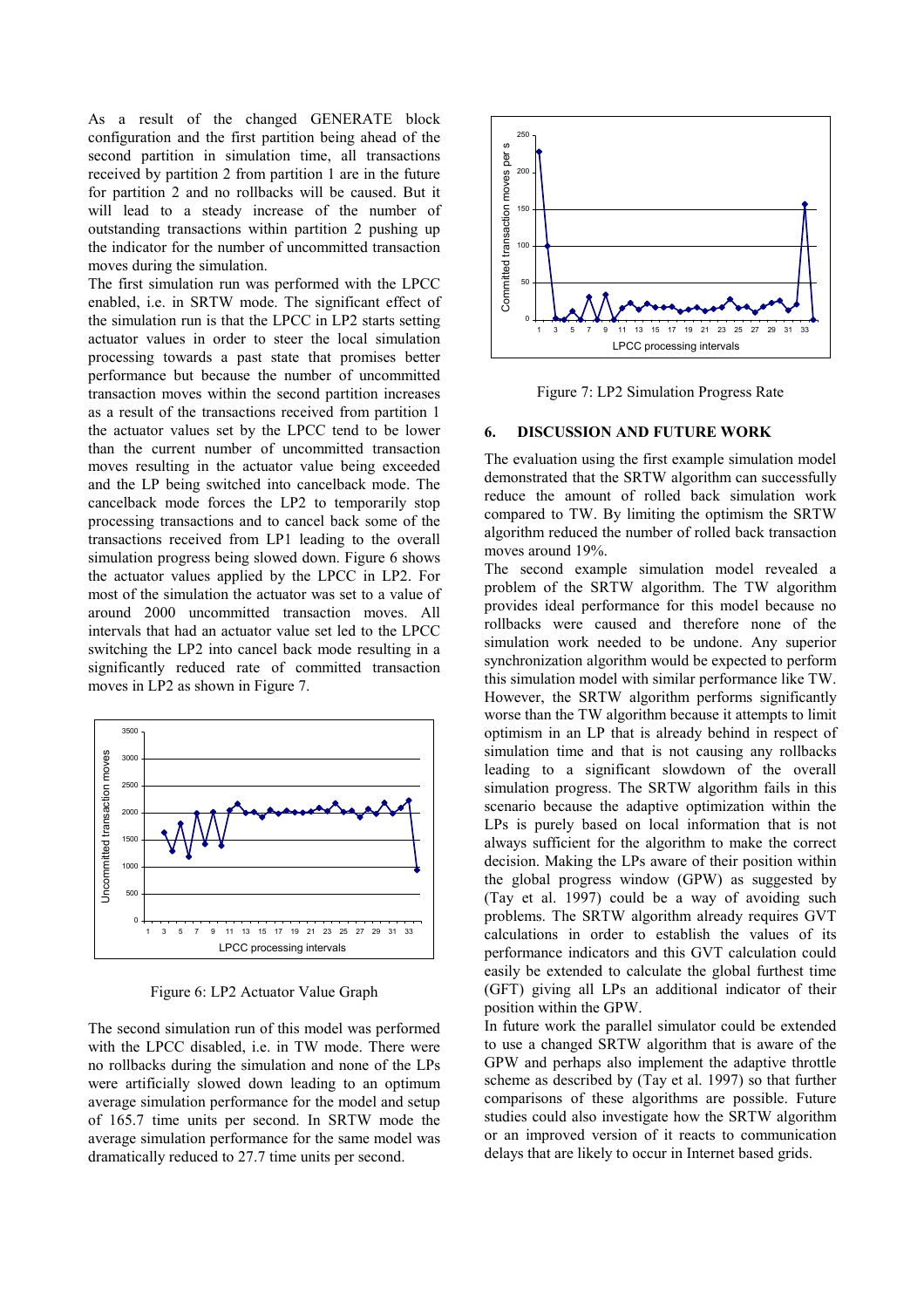As a result of the changed GENERATE block configuration and the first partition being ahead of the second partition in simulation time, all transactions received by partition 2 from partition 1 are in the future for partition 2 and no rollbacks will be caused. But it will lead to a steady increase of the number of outstanding transactions within partition 2 pushing up the indicator for the number of uncommitted transaction moves during the simulation.

The first simulation run was performed with the LPCC enabled, i.e. in SRTW mode. The significant effect of the simulation run is that the LPCC in LP2 starts setting actuator values in order to steer the local simulation processing towards a past state that promises better performance but because the number of uncommitted transaction moves within the second partition increases as a result of the transactions received from partition 1 the actuator values set by the LPCC tend to be lower than the current number of uncommitted transaction moves resulting in the actuator value being exceeded and the LP being switched into cancelback mode. The cancelback mode forces the LP2 to temporarily stop processing transactions and to cancel back some of the transactions received from LP1 leading to the overall simulation progress being slowed down. Figure 6 shows the actuator values applied by the LPCC in LP2. For most of the simulation the actuator was set to a value of around 2000 uncommitted transaction moves. All intervals that had an actuator value set led to the LPCC switching the LP2 into cancel back mode resulting in a significantly reduced rate of committed transaction moves in LP2 as shown in Figure 7.

Figure 6: LP2 Actuator Value Graph

The second simulation run of this model was performed with the LPCC disabled, i.e. in TW mode. There were no rollbacks during the simulation and none of the LPs were artificially slowed down leading to an optimum average simulation performance for the model and setup of 165.7 time units per second. In SRTW mode the average simulation performance for the same model was dramatically reduced to 27.7 time units per second.

Figure 7: LP2 Simulation Progress Rate

## 6. DISCUSSION AND FUTURE WORK

The evaluation using the first example simulation model demonstrated that the SRTW algorithm can successfully reduce the amount of rolled back simulation work compared to TW. By limiting the optimism the SRTW algorithm reduced the number of rolled back transaction moves around 19%.

The second example simulation model revealed a problem of the SRTW algorithm. The TW algorithm provides ideal performance for this model because no rollbacks were caused and therefore none of the simulation work needed to be undone. Any superior synchronization algorithm would be expected to perform this simulation model with similar performance like TW. However, the SRTW algorithm performs significantly worse than the TW algorithm because it attempts to limit optimism in an LP that is already behind in respect of simulation time and that is not causing any rollbacks leading to a significant slowdown of the overall simulation progress. The SRTW algorithm fails in this scenario because the adaptive optimization within the LPs is purely based on local information that is not always sufficient for the algorithm to make the correct decision. Making the LPs aware of their position within the global progress window (GPW) as suggested by (Tay et al. 1997) could be a way of avoiding such problems. The SRTW algorithm already requires GVT calculations in order to establish the values of its performance indicators and this GVT calculation could easily be extended to calculate the global furthest time (GFT) giving all LPs an additional indicator of their position within the GPW.

In future work the parallel simulator could be extended to use a changed SRTW algorithm that is aware of the GPW and perhaps also implement the adaptive throttle scheme as described by (Tay et al. 1997) so that further comparisons of these algorithms are possible. Future studies could also investigate how the SRTW algorithm or an improved version of it reacts to communication delays that are likely to occur in Internet based grids.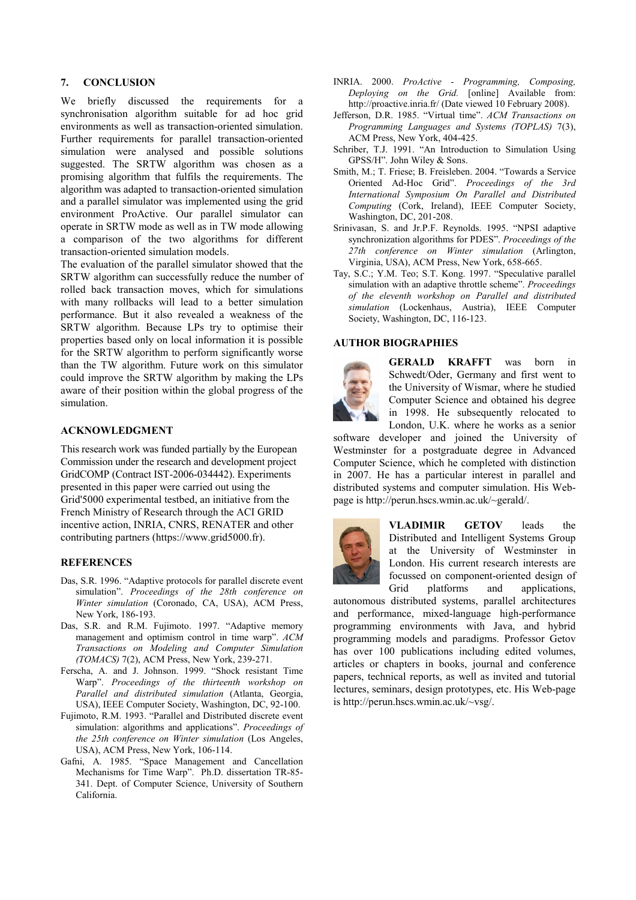## 7. CONCLUSION

We briefly discussed the requirements for a synchronisation algorithm suitable for ad hoc grid environments as well as transaction-oriented simulation. Further requirements for parallel transaction-oriented simulation were analysed and possible solutions suggested. The SRTW algorithm was chosen as a promising algorithm that fulfils the requirements. The algorithm was adapted to transaction-oriented simulation and a parallel simulator was implemented using the grid environment ProActive. Our parallel simulator can operate in SRTW mode as well as in TW mode allowing a comparison of the two algorithms for different transaction-oriented simulation models.

The evaluation of the parallel simulator showed that the SRTW algorithm can successfully reduce the number of rolled back transaction moves, which for simulations with many rollbacks will lead to a better simulation performance. But it also revealed a weakness of the SRTW algorithm. Because LPs try to optimise their properties based only on local information it is possible for the SRTW algorithm to perform significantly worse than the TW algorithm. Future work on this simulator could improve the SRTW algorithm by making the LPs aware of their position within the global progress of the simulation.

## ACKNOWLEDGMENT

This research work was funded partially by the European Commission under the research and development project GridCOMP (Contract IST-2006-034442). Experiments presented in this paper were carried out using the Grid'5000 experimental testbed, an initiative from the French Ministry of Research through the ACI GRID incentive action, INRIA, CNRS, RENATER and other contributing partners (https://www.grid5000.fr).

## REFERENCES

Das, S.R. 1996. "Adaptive protocols for parallel discrete event simulation". *Proceedings of the 28th conference on Winter simulation* (Coronado, CA, USA), ACM Press, New York, 186-193.

Das, S.R. and R.M. Fujimoto. 1997. "Adaptive memory management and optimism control in time warp". *ACM Transactions on Modeling and Computer Simulation (TOMACS)* 7(2), ACM Press, New York, 239-271.

Ferscha, A. and J. Johnson. 1999. "Shock resistant Time Warp". *Proceedings of the thirteenth workshop on Parallel and distributed simulation* (Atlanta, Georgia, USA), IEEE Computer Society, Washington, DC, 92-100.

Fujimoto, R.M. 1993. "Parallel and Distributed discrete event simulation: algorithms and applications". *Proceedings of the 25th conference on Winter simulation* (Los Angeles, USA), ACM Press, New York, 106-114.

Gafni, A. 1985. "Space Management and Cancellation Mechanisms for Time Warp". Ph.D. dissertation TR-85-341. Dept. of Computer Science, University of Southern California.

INRIA. 2000. *ProActive - Programming, Composing, Deploying on the Grid.* [online] Available from: http://proactive.inria.fr/ (Date viewed 10 February 2008).

Jefferson, D.R. 1985. "Virtual time". *ACM Transactions on Programming Languages and Systems (TOPLAS)* 7(3), ACM Press, New York, 404-425.

Schriber, T.J. 1991. "An Introduction to Simulation Using GPSS/H". John Wiley & Sons.

Smith, M.; T. Friese; B. Freisleben. 2004. "Towards a Service Oriented Ad-Hoc Grid". *Proceedings of the 3rd International Symposium On Parallel and Distributed Computing* (Cork, Ireland), IEEE Computer Society, Washington, DC, 201-208.

Srinivasan, S. and Jr.P.F. Reynolds. 1995. "NPSI adaptive synchronization algorithms for PDES". *Proceedings of the 27th conference on Winter simulation* (Arlington, Virginia, USA), ACM Press, New York, 658-665.

Tay, S.C.; Y.M. Teo; S.T. Kong. 1997. "Speculative parallel simulation with an adaptive throttle scheme". *Proceedings of the eleventh workshop on Parallel and distributed simulation* (Lockenhaus, Austria), IEEE Computer Society, Washington, DC, 116-123.

## AUTHOR BIOGRAPHIES

**GERALD KRAFFT** was born in Schwedt/Oder, Germany and first went to the University of Wismar, where he studied Computer Science and obtained his degree in 1998. He subsequently relocated to London, U.K. where he works as a senior software developer and joined the University of Westminster for a postgraduate degree in Advanced Computer Science, which he completed with distinction in 2007. He has a particular interest in parallel and distributed systems and computer simulation. His Web-page is http://perun.hscs.wmin.ac.uk/~gerald/.

**VLADIMIR GETOV** leads the Distributed and Intelligent Systems Group at the University of Westminster in London. His current research interests are focussed on component-oriented design of Grid platforms and applications, autonomous distributed systems, parallel architectures and performance, mixed-language high-performance programming environments with Java, and hybrid programming models and paradigms. Professor Getov has over 100 publications including edited volumes, articles or chapters in books, journal and conference papers, technical reports, as well as invited and tutorial lectures, seminars, design prototypes, etc. His Web-page is http://perun.hscs.wmin.ac.uk/~vsg/.